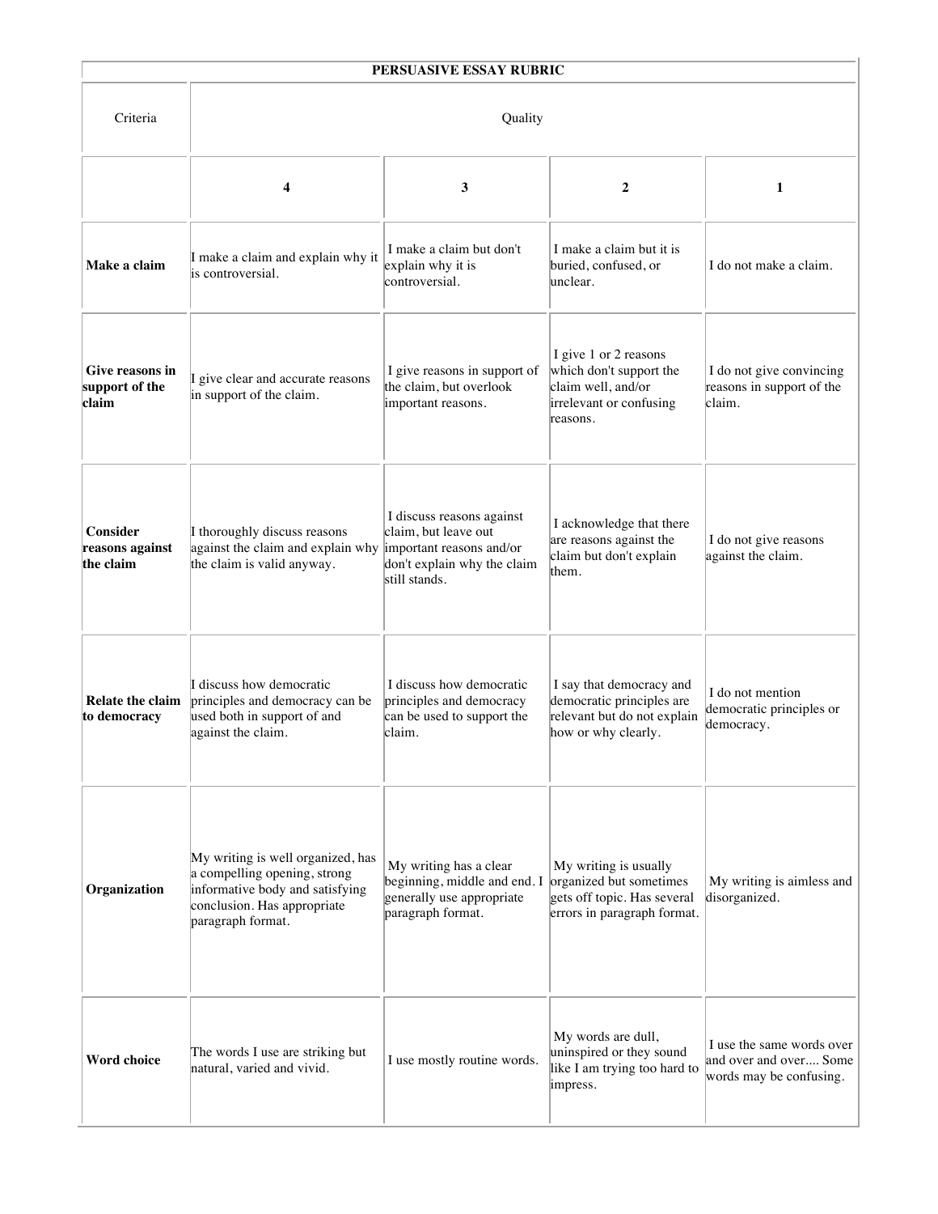| PERSUASIVE ESSAY RUBRIC | | | | |
|---|---|---|---|---|
| Criteria | Quality | | | |
| | **4** | **3** | **2** | **1** |
| **Make a claim** | I make a claim and explain why it is controversial. | I make a claim but don't explain why it is controversial. | I make a claim but it is buried, confused, or unclear. | I do not make a claim. |
| **Give reasons in support of the claim** | I give clear and accurate reasons in support of the claim. | I give reasons in support of the claim, but overlook important reasons. | I give 1 or 2 reasons which don't support the claim well, and/or irrelevant or confusing reasons. | I do not give convincing reasons in support of the claim. |
| **Consider reasons against the claim** | I thoroughly discuss reasons against the claim and explain why the claim is valid anyway. | I discuss reasons against claim, but leave out important reasons and/or don't explain why the claim still stands. | I acknowledge that there are reasons against the claim but don't explain them. | I do not give reasons against the claim. |
| **Relate the claim to democracy** | I discuss how democratic principles and democracy can be used both in support of and against the claim. | I discuss how democratic principles and democracy can be used to support the claim. | I say that democracy and democratic principles are relevant but do not explain how or why clearly. | I do not mention democratic principles or democracy. |
| **Organization** | My writing is well organized, has a compelling opening, strong informative body and satisfying conclusion. Has appropriate paragraph format. | My writing has a clear beginning, middle and end. I generally use appropriate paragraph format. | My writing is usually organized but sometimes gets off topic. Has several errors in paragraph format. | My writing is aimless and disorganized. |
| **Word choice** | The words I use are striking but natural, varied and vivid. | I use mostly routine words. | My words are dull, uninspired or they sound like I am trying too hard to impress. | I use the same words over and over and over.... Some words may be confusing. |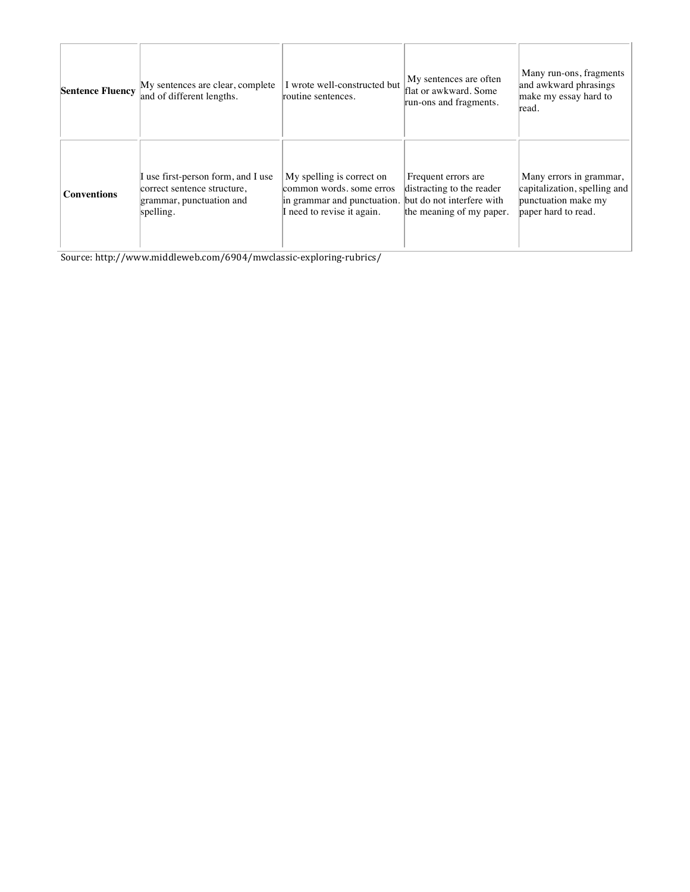| | | | | |
|---|---|---|---|---|
| **Sentence Fluency** | My sentences are clear, complete and of different lengths. | I wrote well-constructed but routine sentences. | My sentences are often flat or awkward. Some run-ons and fragments. | Many run-ons, fragments and awkward phrasings make my essay hard to read. |
| **Conventions** | I use first-person form, and I use correct sentence structure, grammar, punctuation and spelling. | My spelling is correct on common words. some erros in grammar and punctuation. I need to revise it again. | Frequent errors are distracting to the reader but do not interfere with the meaning of my paper. | Many errors in grammar, capitalization, spelling and punctuation make my paper hard to read. |

Source: http://www.middleweb.com/6904/mwclassic-exploring-rubrics/